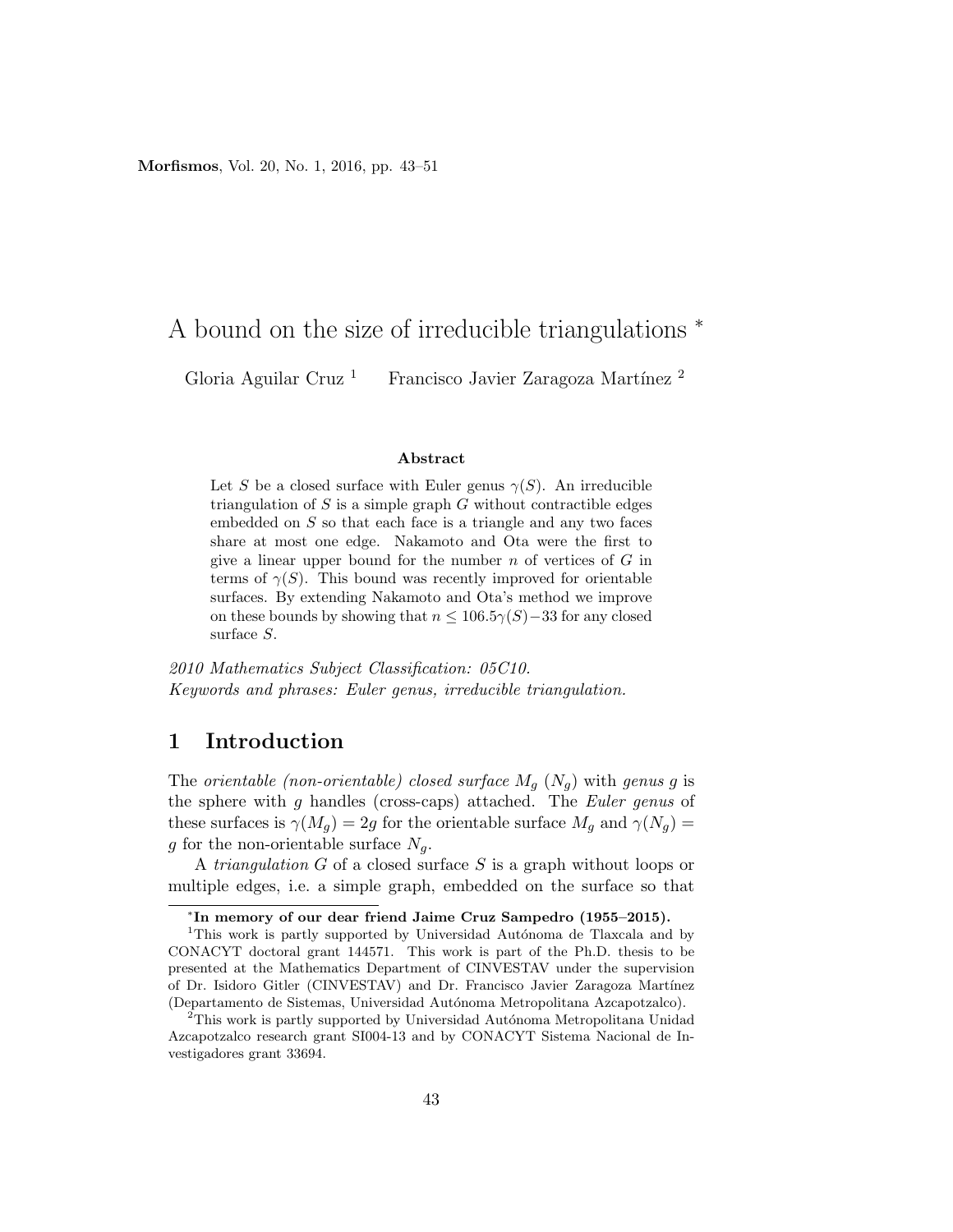# A bound on the size of irreducible triangulations *

Gloria Aguilar Cruz [1]  Francisco Javier Zaragoza Martínez [2]

### Abstract

Let $S$ be a closed surface with Euler genus $\gamma(S)$. An irreducible triangulation of $S$ is a simple graph $G$ without contractible edges embedded on $S$ so that each face is a triangle and any two faces share at most one edge. Nakamoto and Ota were the first to give a linear upper bound for the number $n$ of vertices of $G$ in terms of $\gamma(S)$. This bound was recently improved for orientable surfaces. By extending Nakamoto and Ota's method we improve on these bounds by showing that $n \leq 106.5\gamma(S) - 33$ for any closed surface $S$.

*2010 Mathematics Subject Classification: 05C10.*
*Keywords and phrases: Euler genus, irreducible triangulation.*

## 1 Introduction

The *orientable (non-orientable) closed surface* $M_g$ ($N_g$) with *genus* $g$ is the sphere with $g$ handles (cross-caps) attached. The *Euler genus* of these surfaces is $\gamma(M_g) = 2g$ for the orientable surface $M_g$ and $\gamma(N_g) = g$ for the non-orientable surface $N_g$.

A *triangulation* $G$ of a closed surface $S$ is a graph without loops or multiple edges, i.e. a simple graph, embedded on the surface so that

---

* **In memory of our dear friend Jaime Cruz Sampedro (1955–2015).**

[1] This work is partly supported by Universidad Autónoma de Tlaxcala and by CONACYT doctoral grant 144571. This work is part of the Ph.D. thesis to be presented at the Mathematics Department of CINVESTAV under the supervision of Dr. Isidoro Gitler (CINVESTAV) and Dr. Francisco Javier Zaragoza Martínez (Departamento de Sistemas, Universidad Autónoma Metropolitana Azcapotzalco).

[2] This work is partly supported by Universidad Autónoma Metropolitana Unidad Azcapotzalco research grant SI004-13 and by CONACYT Sistema Nacional de Investigadores grant 33694.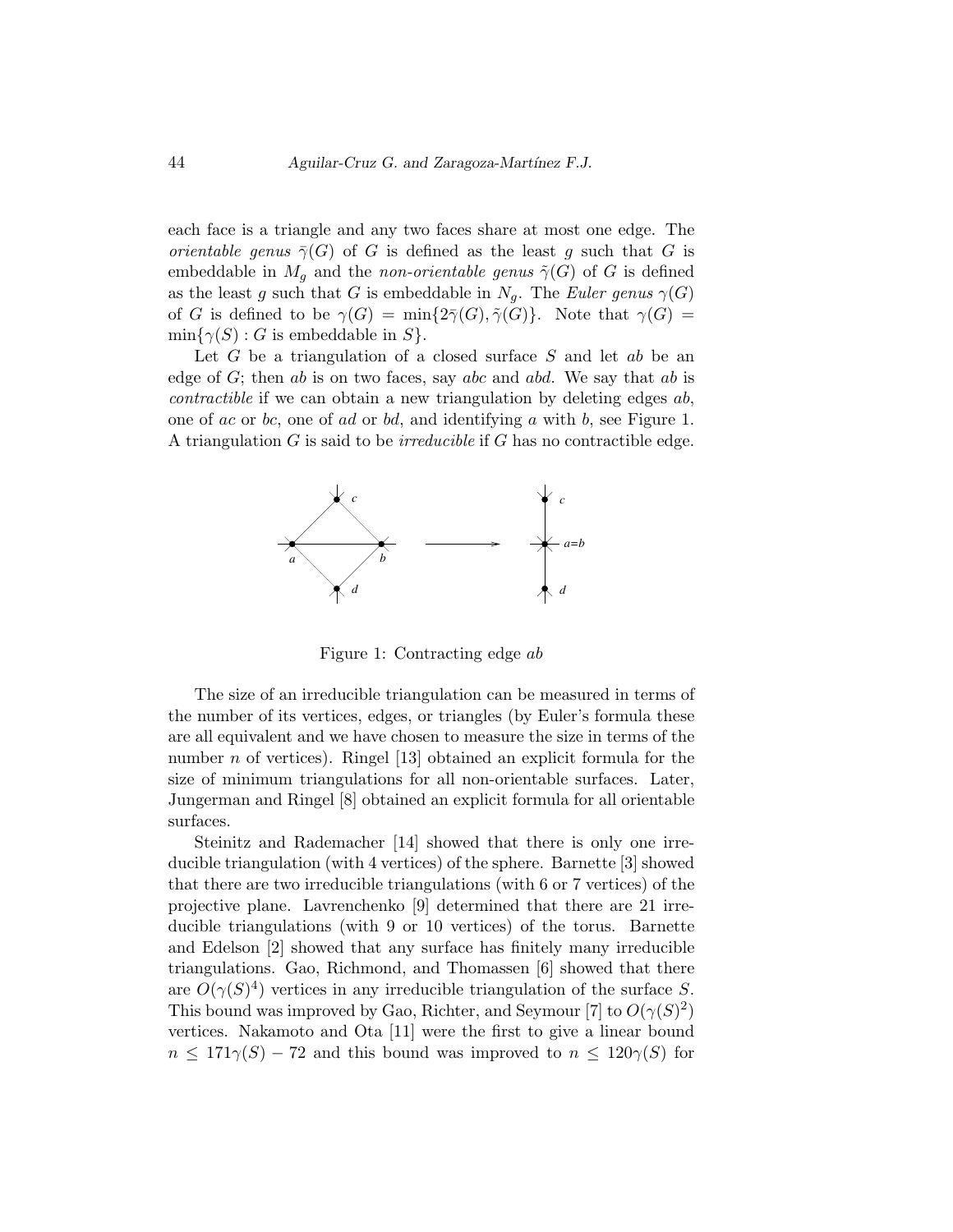each face is a triangle and any two faces share at most one edge. The *orientable genus* $\bar{\gamma}(G)$ of $G$ is defined as the least $g$ such that $G$ is embeddable in $M_g$ and the *non-orientable genus* $\tilde{\gamma}(G)$ of $G$ is defined as the least $g$ such that $G$ is embeddable in $N_g$. The *Euler genus* $\gamma(G)$ of $G$ is defined to be $\gamma(G) = \min\{2\bar{\gamma}(G), \tilde{\gamma}(G)\}$. Note that $\gamma(G) = \min\{\gamma(S) : G \text{ is embeddable in } S\}$.

Let $G$ be a triangulation of a closed surface $S$ and let $ab$ be an edge of $G$; then $ab$ is on two faces, say $abc$ and $abd$. We say that $ab$ is *contractible* if we can obtain a new triangulation by deleting edges $ab$, one of $ac$ or $bc$, one of $ad$ or $bd$, and identifying $a$ with $b$, see Figure 1. A triangulation $G$ is said to be *irreducible* if $G$ has no contractible edge.

Figure 1: Contracting edge $ab$

The size of an irreducible triangulation can be measured in terms of the number of its vertices, edges, or triangles (by Euler's formula these are all equivalent and we have chosen to measure the size in terms of the number $n$ of vertices). Ringel [13] obtained an explicit formula for the size of minimum triangulations for all non-orientable surfaces. Later, Jungerman and Ringel [8] obtained an explicit formula for all orientable surfaces.

Steinitz and Rademacher [14] showed that there is only one irreducible triangulation (with 4 vertices) of the sphere. Barnette [3] showed that there are two irreducible triangulations (with 6 or 7 vertices) of the projective plane. Lavrenchenko [9] determined that there are 21 irreducible triangulations (with 9 or 10 vertices) of the torus. Barnette and Edelson [2] showed that any surface has finitely many irreducible triangulations. Gao, Richmond, and Thomassen [6] showed that there are $O(\gamma(S)^4)$ vertices in any irreducible triangulation of the surface $S$. This bound was improved by Gao, Richter, and Seymour [7] to $O(\gamma(S)^2)$ vertices. Nakamoto and Ota [11] were the first to give a linear bound $n \leq 171\gamma(S) - 72$ and this bound was improved to $n \leq 120\gamma(S)$ for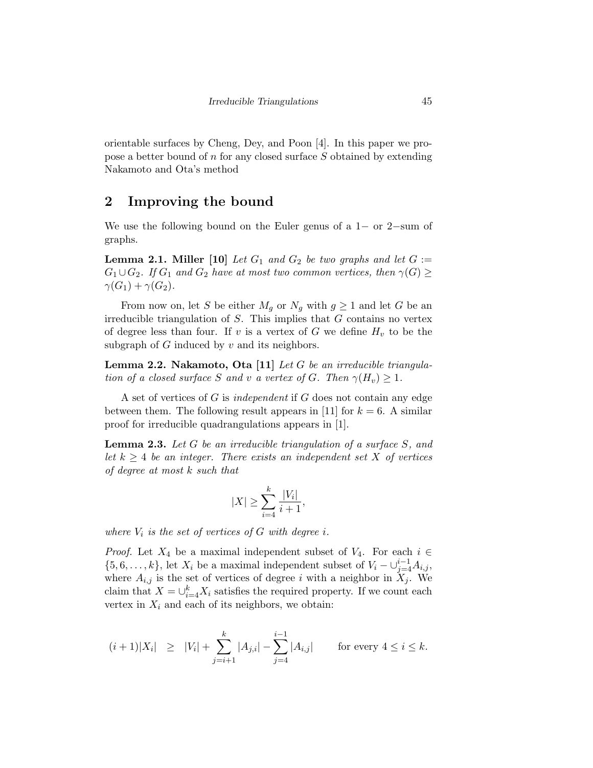orientable surfaces by Cheng, Dey, and Poon [4]. In this paper we propose a better bound of $n$ for any closed surface $S$ obtained by extending Nakamoto and Ota's method

## 2 Improving the bound

We use the following bound on the Euler genus of a $1-$ or $2-$sum of graphs.

**Lemma 2.1. Miller [10]** *Let $G_1$ and $G_2$ be two graphs and let $G := G_1 \cup G_2$. If $G_1$ and $G_2$ have at most two common vertices, then $\gamma(G) \geq \gamma(G_1) + \gamma(G_2)$.*

From now on, let $S$ be either $M_g$ or $N_g$ with $g \geq 1$ and let $G$ be an irreducible triangulation of $S$. This implies that $G$ contains no vertex of degree less than four. If $v$ is a vertex of $G$ we define $H_v$ to be the subgraph of $G$ induced by $v$ and its neighbors.

**Lemma 2.2. Nakamoto, Ota [11]** *Let $G$ be an irreducible triangulation of a closed surface $S$ and $v$ a vertex of $G$. Then $\gamma(H_v) \geq 1$.*

A set of vertices of $G$ is *independent* if $G$ does not contain any edge between them. The following result appears in [11] for $k = 6$. A similar proof for irreducible quadrangulations appears in [1].

**Lemma 2.3.** *Let $G$ be an irreducible triangulation of a surface $S$, and let $k \geq 4$ be an integer. There exists an independent set $X$ of vertices of degree at most $k$ such that*

$$|X| \geq \sum_{i=4}^{k} \frac{|V_i|}{i+1},$$

*where $V_i$ is the set of vertices of $G$ with degree $i$.*

*Proof.* Let $X_4$ be a maximal independent subset of $V_4$. For each $i \in \{5, 6, \ldots, k\}$, let $X_i$ be a maximal independent subset of $V_i - \cup_{j=4}^{i-1} A_{i,j}$, where $A_{i,j}$ is the set of vertices of degree $i$ with a neighbor in $X_j$. We claim that $X = \cup_{i=4}^{k} X_i$ satisfies the required property. If we count each vertex in $X_i$ and each of its neighbors, we obtain:

$$(i+1)|X_i| \quad \geq \quad |V_i| + \sum_{j=i+1}^{k} |A_{j,i}| - \sum_{j=4}^{i-1} |A_{i,j}| \qquad \text{for every } 4 \leq i \leq k.$$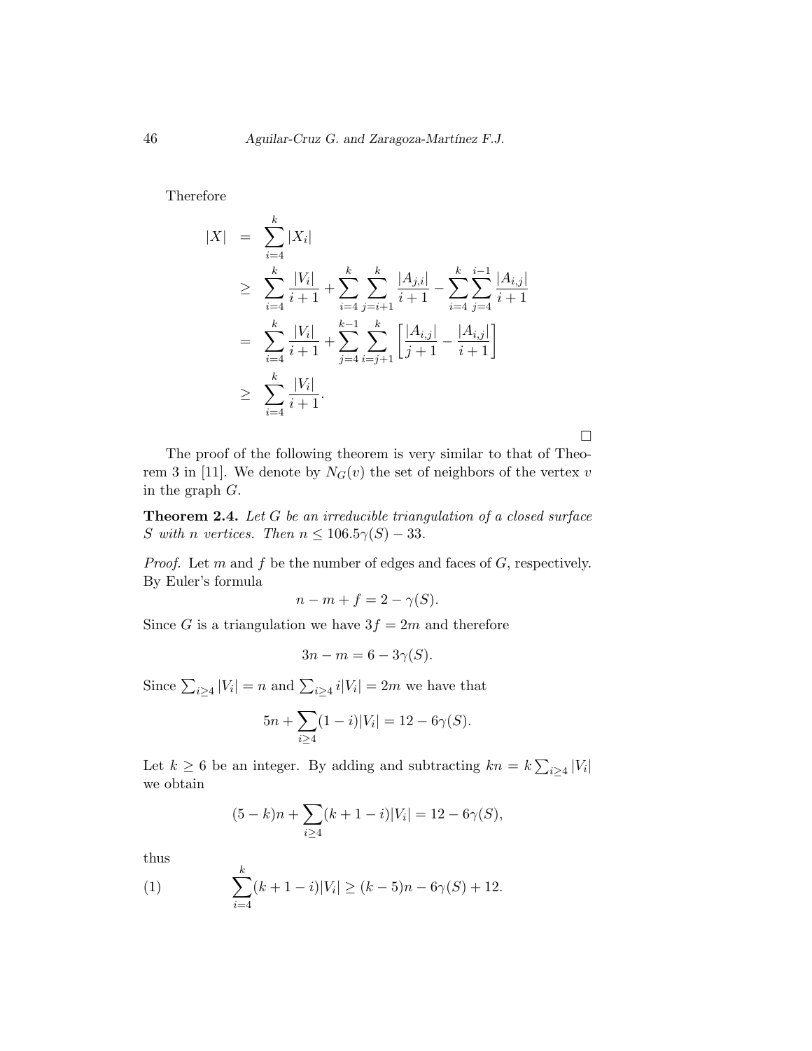Therefore

$$
\begin{aligned}
|X| &= \sum_{i=4}^{k} |X_i| \\
&\geq \sum_{i=4}^{k} \frac{|V_i|}{i+1} + \sum_{i=4}^{k} \sum_{j=i+1}^{k} \frac{|A_{j,i}|}{i+1} - \sum_{i=4}^{k} \sum_{j=4}^{i-1} \frac{|A_{i,j}|}{i+1} \\
&= \sum_{i=4}^{k} \frac{|V_i|}{i+1} + \sum_{j=4}^{k-1} \sum_{i=j+1}^{k} \left[ \frac{|A_{i,j}|}{j+1} - \frac{|A_{i,j}|}{i+1} \right] \\
&\geq \sum_{i=4}^{k} \frac{|V_i|}{i+1}.
\end{aligned}
$$

□

The proof of the following theorem is very similar to that of Theorem 3 in [11]. We denote by $N_G(v)$ the set of neighbors of the vertex $v$ in the graph $G$.

**Theorem 2.4.** *Let $G$ be an irreducible triangulation of a closed surface $S$ with $n$ vertices. Then $n \leq 106.5\gamma(S) - 33$.*

*Proof.* Let $m$ and $f$ be the number of edges and faces of $G$, respectively. By Euler's formula

$$n - m + f = 2 - \gamma(S).$$

Since $G$ is a triangulation we have $3f = 2m$ and therefore

$$3n - m = 6 - 3\gamma(S).$$

Since $\sum_{i \geq 4} |V_i| = n$ and $\sum_{i \geq 4} i|V_i| = 2m$ we have that

$$5n + \sum_{i \geq 4} (1 - i)|V_i| = 12 - 6\gamma(S).$$

Let $k \geq 6$ be an integer. By adding and subtracting $kn = k \sum_{i \geq 4} |V_i|$ we obtain

$$(5 - k)n + \sum_{i \geq 4} (k + 1 - i)|V_i| = 12 - 6\gamma(S),$$

thus

$$\sum_{i=4}^{k} (k + 1 - i)|V_i| \geq (k - 5)n - 6\gamma(S) + 12. \tag{1}$$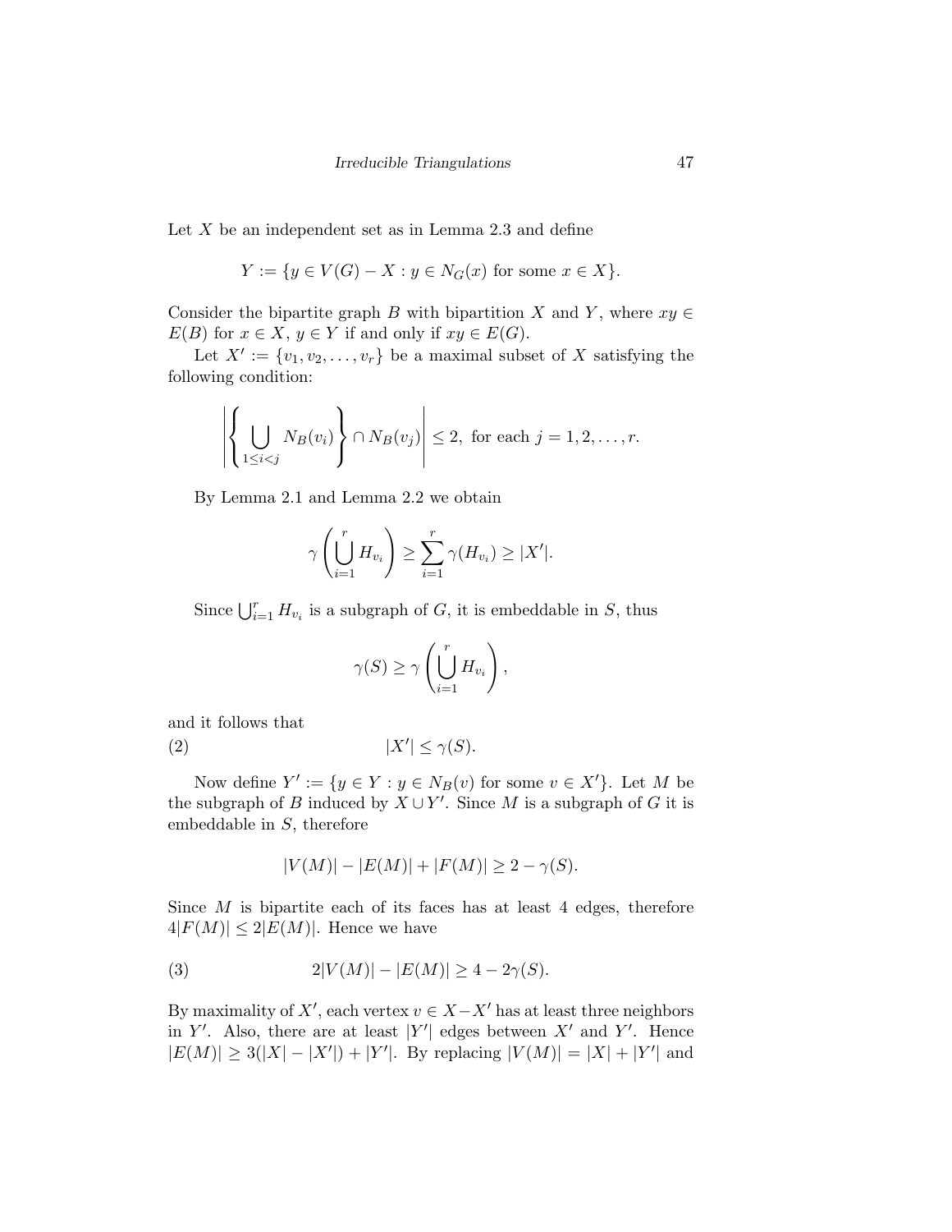Let $X$ be an independent set as in Lemma 2.3 and define

$$Y := \{y \in V(G) - X : y \in N_G(x) \text{ for some } x \in X\}.$$

Consider the bipartite graph $B$ with bipartition $X$ and $Y$, where $xy \in E(B)$ for $x \in X$, $y \in Y$ if and only if $xy \in E(G)$.

Let $X' := \{v_1, v_2, \ldots, v_r\}$ be a maximal subset of $X$ satisfying the following condition:

$$\left| \left\{ \bigcup_{1 \le i < j} N_B(v_i) \right\} \cap N_B(v_j) \right| \le 2, \text{ for each } j = 1, 2, \ldots, r.$$

By Lemma 2.1 and Lemma 2.2 we obtain

$$\gamma\left(\bigcup_{i=1}^{r} H_{v_i}\right) \ge \sum_{i=1}^{r} \gamma(H_{v_i}) \ge |X'|.$$

Since $\bigcup_{i=1}^{r} H_{v_i}$ is a subgraph of $G$, it is embeddable in $S$, thus

$$\gamma(S) \ge \gamma\left(\bigcup_{i=1}^{r} H_{v_i}\right),$$

and it follows that

$$|X'| \le \gamma(S). \tag{2}$$

Now define $Y' := \{y \in Y : y \in N_B(v) \text{ for some } v \in X'\}$. Let $M$ be the subgraph of $B$ induced by $X \cup Y'$. Since $M$ is a subgraph of $G$ it is embeddable in $S$, therefore

$$|V(M)| - |E(M)| + |F(M)| \ge 2 - \gamma(S).$$

Since $M$ is bipartite each of its faces has at least 4 edges, therefore $4|F(M)| \le 2|E(M)|$. Hence we have

$$2|V(M)| - |E(M)| \ge 4 - 2\gamma(S). \tag{3}$$

By maximality of $X'$, each vertex $v \in X - X'$ has at least three neighbors in $Y'$. Also, there are at least $|Y'|$ edges between $X'$ and $Y'$. Hence $|E(M)| \ge 3(|X| - |X'|) + |Y'|$. By replacing $|V(M)| = |X| + |Y'|$ and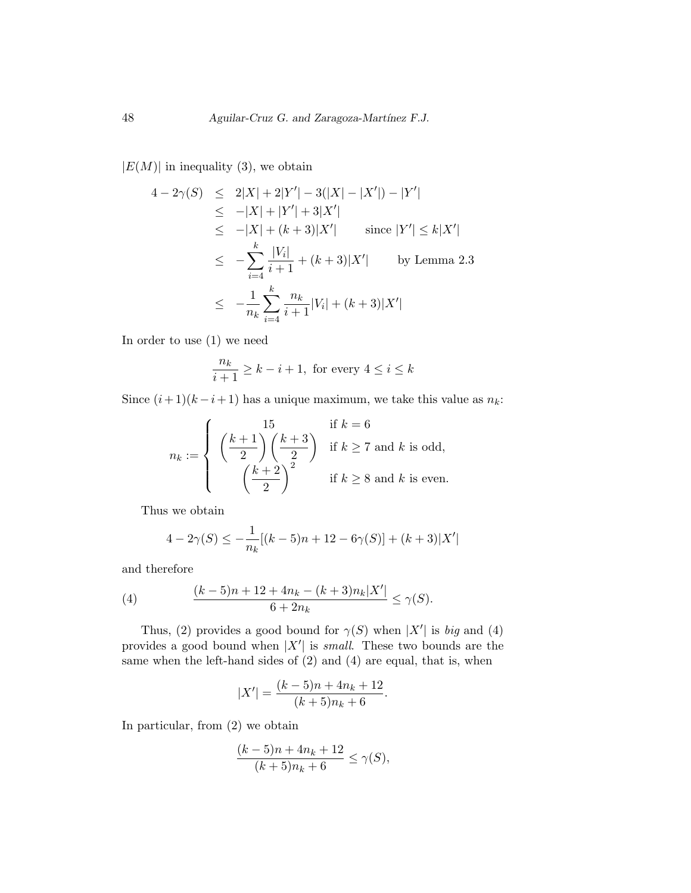$|E(M)|$ in inequality (3), we obtain

$$
\begin{aligned}
4 - 2\gamma(S) &\leq 2|X| + 2|Y'| - 3(|X| - |X'|) - |Y'| \\
&\leq -|X| + |Y'| + 3|X'| \\
&\leq -|X| + (k+3)|X'| \qquad \text{since } |Y'| \leq k|X'| \\
&\leq -\sum_{i=4}^{k} \frac{|V_i|}{i+1} + (k+3)|X'| \qquad \text{by Lemma 2.3} \\
&\leq -\frac{1}{n_k} \sum_{i=4}^{k} \frac{n_k}{i+1}|V_i| + (k+3)|X'|
\end{aligned}
$$

In order to use (1) we need

$$
\frac{n_k}{i+1} \geq k - i + 1, \text{ for every } 4 \leq i \leq k
$$

Since $(i+1)(k-i+1)$ has a unique maximum, we take this value as $n_k$:

$$
n_k := \begin{cases} 15 & \text{if } k = 6 \\ \left(\dfrac{k+1}{2}\right)\left(\dfrac{k+3}{2}\right) & \text{if } k \geq 7 \text{ and } k \text{ is odd,} \\ \left(\dfrac{k+2}{2}\right)^2 & \text{if } k \geq 8 \text{ and } k \text{ is even.} \end{cases}
$$

Thus we obtain

$$
4 - 2\gamma(S) \leq -\frac{1}{n_k}[(k-5)n + 12 - 6\gamma(S)] + (k+3)|X'|
$$

and therefore

$$
\frac{(k-5)n + 12 + 4n_k - (k+3)n_k|X'|}{6 + 2n_k} \leq \gamma(S). \tag{4}
$$

Thus, (2) provides a good bound for $\gamma(S)$ when $|X'|$ is *big* and (4) provides a good bound when $|X'|$ is *small*. These two bounds are the same when the left-hand sides of (2) and (4) are equal, that is, when

$$
|X'| = \frac{(k-5)n + 4n_k + 12}{(k+5)n_k + 6}.
$$

In particular, from (2) we obtain

$$
\frac{(k-5)n + 4n_k + 12}{(k+5)n_k + 6} \leq \gamma(S),
$$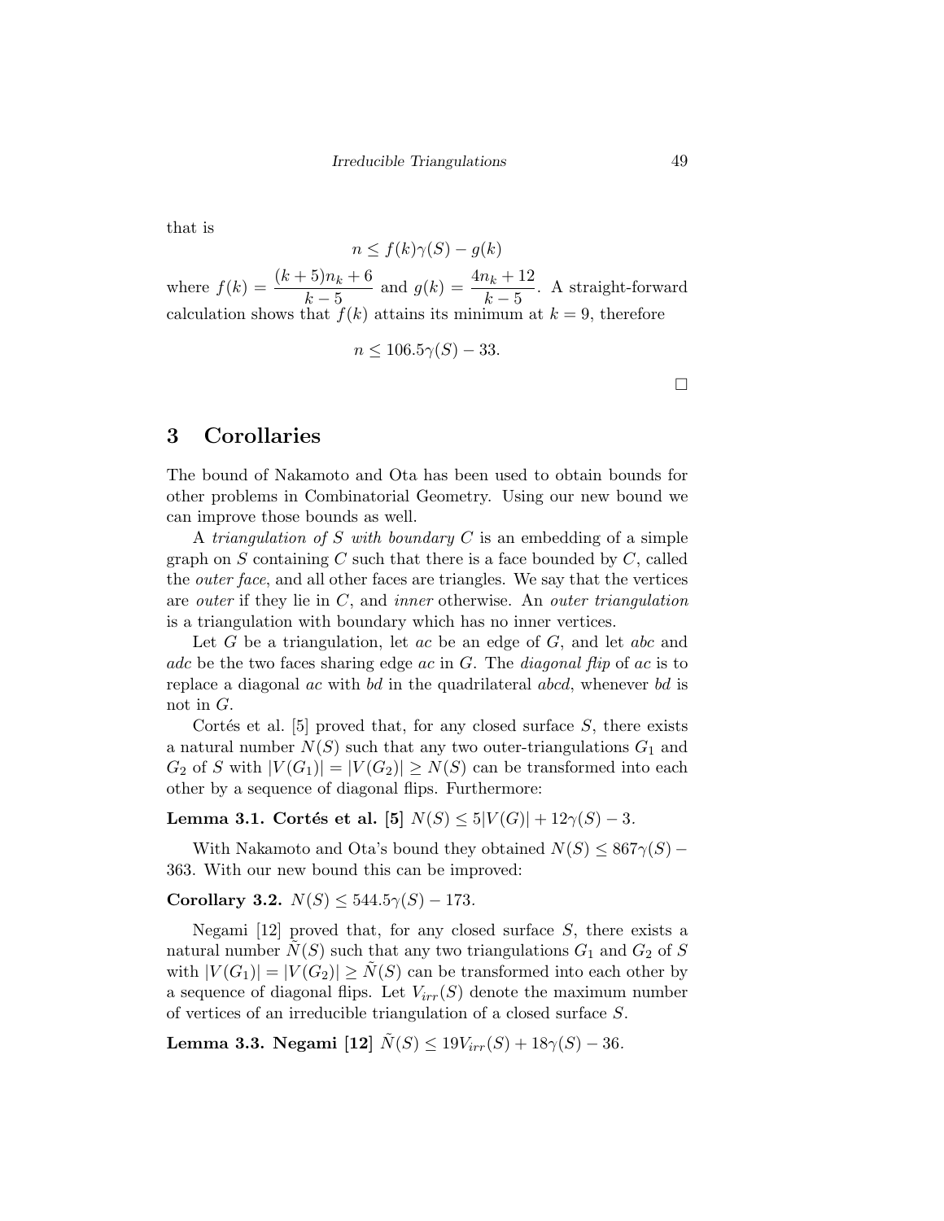that is

$$n \leq f(k)\gamma(S) - g(k)$$

where $f(k) = \dfrac{(k+5)n_k + 6}{k-5}$ and $g(k) = \dfrac{4n_k + 12}{k-5}$. A straight-forward calculation shows that $f(k)$ attains its minimum at $k = 9$, therefore

$$n \leq 106.5\gamma(S) - 33.$$

□

## 3 Corollaries

The bound of Nakamoto and Ota has been used to obtain bounds for other problems in Combinatorial Geometry. Using our new bound we can improve those bounds as well.

A *triangulation of S with boundary C* is an embedding of a simple graph on $S$ containing $C$ such that there is a face bounded by $C$, called the *outer face*, and all other faces are triangles. We say that the vertices are *outer* if they lie in $C$, and *inner* otherwise. An *outer triangulation* is a triangulation with boundary which has no inner vertices.

Let $G$ be a triangulation, let $ac$ be an edge of $G$, and let $abc$ and $adc$ be the two faces sharing edge $ac$ in $G$. The *diagonal flip* of $ac$ is to replace a diagonal $ac$ with $bd$ in the quadrilateral $abcd$, whenever $bd$ is not in $G$.

Cortés et al. [5] proved that, for any closed surface $S$, there exists a natural number $N(S)$ such that any two outer-triangulations $G_1$ and $G_2$ of $S$ with $|V(G_1)| = |V(G_2)| \geq N(S)$ can be transformed into each other by a sequence of diagonal flips. Furthermore:

**Lemma 3.1. Cortés et al. [5]** $N(S) \leq 5|V(G)| + 12\gamma(S) - 3$.

With Nakamoto and Ota's bound they obtained $N(S) \leq 867\gamma(S) - 363$. With our new bound this can be improved:

**Corollary 3.2.** $N(S) \leq 544.5\gamma(S) - 173$.

Negami [12] proved that, for any closed surface $S$, there exists a natural number $\tilde{N}(S)$ such that any two triangulations $G_1$ and $G_2$ of $S$ with $|V(G_1)| = |V(G_2)| \geq \tilde{N}(S)$ can be transformed into each other by a sequence of diagonal flips. Let $V_{irr}(S)$ denote the maximum number of vertices of an irreducible triangulation of a closed surface $S$.

**Lemma 3.3. Negami [12]** $\tilde{N}(S) \leq 19V_{irr}(S) + 18\gamma(S) - 36$.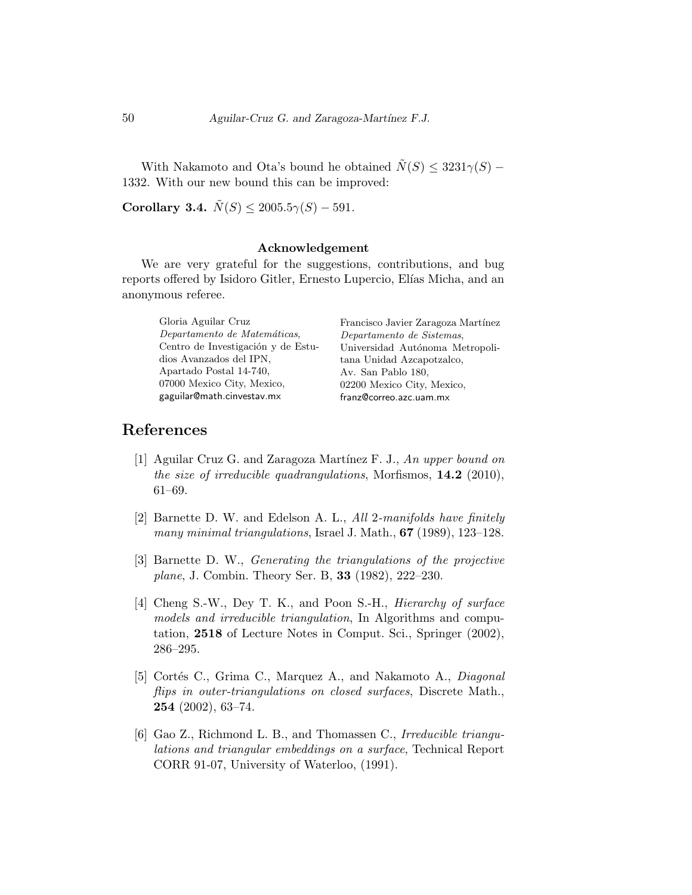With Nakamoto and Ota's bound he obtained $\tilde{N}(S) \leq 3231\gamma(S) - 1332$. With our new bound this can be improved:

**Corollary 3.4.** $\tilde{N}(S) \leq 2005.5\gamma(S) - 591$.

#### Acknowledgement

We are very grateful for the suggestions, contributions, and bug reports offered by Isidoro Gitler, Ernesto Lupercio, Elías Micha, and an anonymous referee.

Gloria Aguilar Cruz
*Departamento de Matemáticas*,
Centro de Investigación y de Estudios Avanzados del IPN,
Apartado Postal 14-740,
07000 Mexico City, Mexico,
gaguilar@math.cinvestav.mx

Francisco Javier Zaragoza Martínez
*Departamento de Sistemas*,
Universidad Autónoma Metropolitana Unidad Azcapotzalco,
Av. San Pablo 180,
02200 Mexico City, Mexico,
franz@correo.azc.uam.mx

## References

[1] Aguilar Cruz G. and Zaragoza Martínez F. J., *An upper bound on the size of irreducible quadrangulations*, Morfismos, **14.2** (2010), 61–69.

[2] Barnette D. W. and Edelson A. L., *All 2-manifolds have finitely many minimal triangulations*, Israel J. Math., **67** (1989), 123–128.

[3] Barnette D. W., *Generating the triangulations of the projective plane*, J. Combin. Theory Ser. B, **33** (1982), 222–230.

[4] Cheng S.-W., Dey T. K., and Poon S.-H., *Hierarchy of surface models and irreducible triangulation*, In Algorithms and computation, **2518** of Lecture Notes in Comput. Sci., Springer (2002), 286–295.

[5] Cortés C., Grima C., Marquez A., and Nakamoto A., *Diagonal flips in outer-triangulations on closed surfaces*, Discrete Math., **254** (2002), 63–74.

[6] Gao Z., Richmond L. B., and Thomassen C., *Irreducible triangulations and triangular embeddings on a surface*, Technical Report CORR 91-07, University of Waterloo, (1991).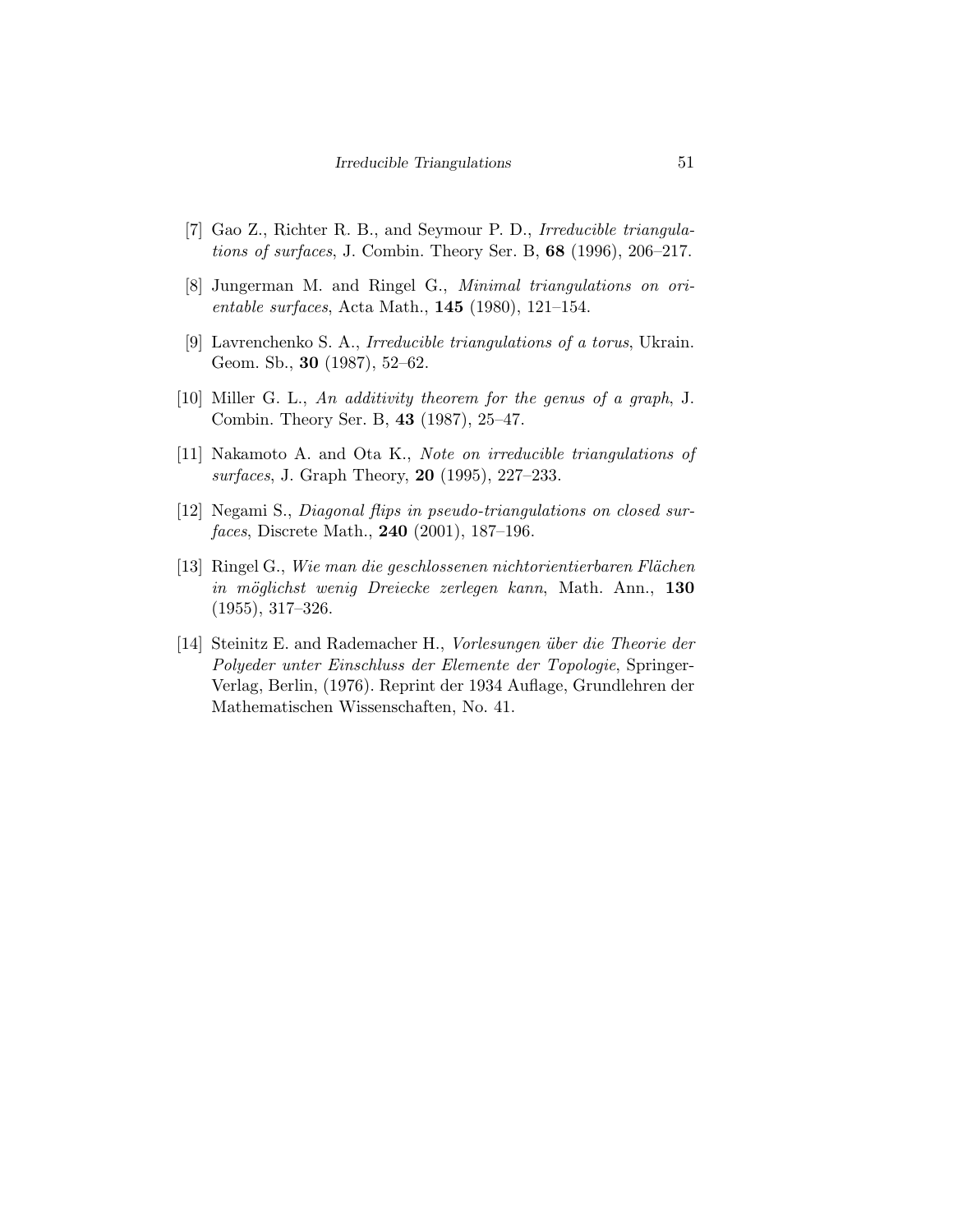[7] Gao Z., Richter R. B., and Seymour P. D., *Irreducible triangulations of surfaces*, J. Combin. Theory Ser. B, **68** (1996), 206–217.

[8] Jungerman M. and Ringel G., *Minimal triangulations on orientable surfaces*, Acta Math., **145** (1980), 121–154.

[9] Lavrenchenko S. A., *Irreducible triangulations of a torus*, Ukrain. Geom. Sb., **30** (1987), 52–62.

[10] Miller G. L., *An additivity theorem for the genus of a graph*, J. Combin. Theory Ser. B, **43** (1987), 25–47.

[11] Nakamoto A. and Ota K., *Note on irreducible triangulations of surfaces*, J. Graph Theory, **20** (1995), 227–233.

[12] Negami S., *Diagonal flips in pseudo-triangulations on closed surfaces*, Discrete Math., **240** (2001), 187–196.

[13] Ringel G., *Wie man die geschlossenen nichtorientierbaren Flächen in möglichst wenig Dreiecke zerlegen kann*, Math. Ann., **130** (1955), 317–326.

[14] Steinitz E. and Rademacher H., *Vorlesungen über die Theorie der Polyeder unter Einschluss der Elemente der Topologie*, Springer-Verlag, Berlin, (1976). Reprint der 1934 Auflage, Grundlehren der Mathematischen Wissenschaften, No. 41.